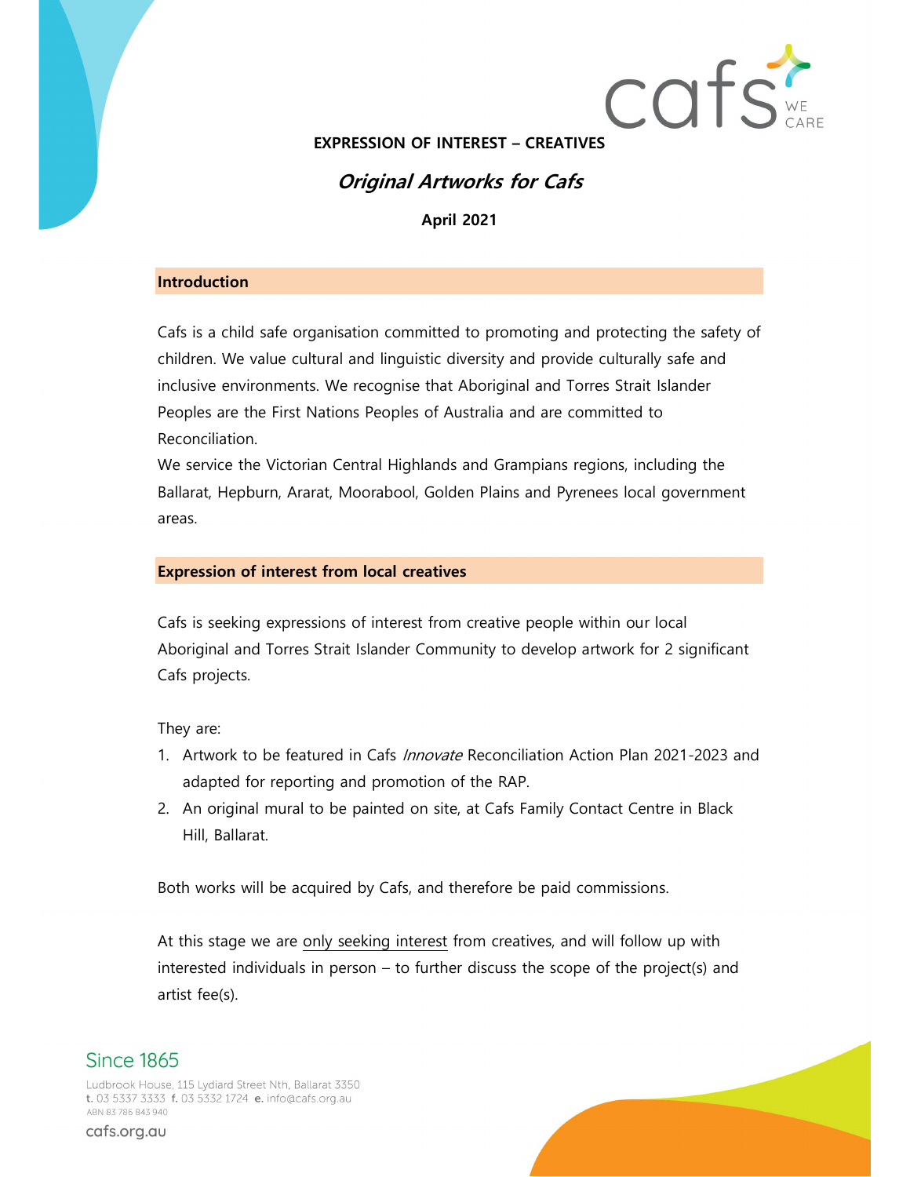**EXPRESSION OF INTEREST – CREATIVES**

# *Original Artworks for Cafs*

**April 2021**

## Introduction

Cafs is a child safe organisation committed to promoting and protecting the safety of children. We value cultural and linguistic diversity and provide culturally safe and inclusive environments. We recognise that Aboriginal and Torres Strait Islander Peoples are the First Nations Peoples of Australia and are committed to Reconciliation.
We service the Victorian Central Highlands and Grampians regions, including the Ballarat, Hepburn, Ararat, Moorabool, Golden Plains and Pyrenees local government areas.

## Expression of interest from local creatives

Cafs is seeking expressions of interest from creative people within our local Aboriginal and Torres Strait Islander Community to develop artwork for 2 significant Cafs projects.

They are:

1. Artwork to be featured in Cafs *Innovate* Reconciliation Action Plan 2021-2023 and adapted for reporting and promotion of the RAP.
2. An original mural to be painted on site, at Cafs Family Contact Centre in Black Hill, Ballarat.

Both works will be acquired by Cafs, and therefore be paid commissions.

At this stage we are only seeking interest from creatives, and will follow up with interested individuals in person – to further discuss the scope of the project(s) and artist fee(s).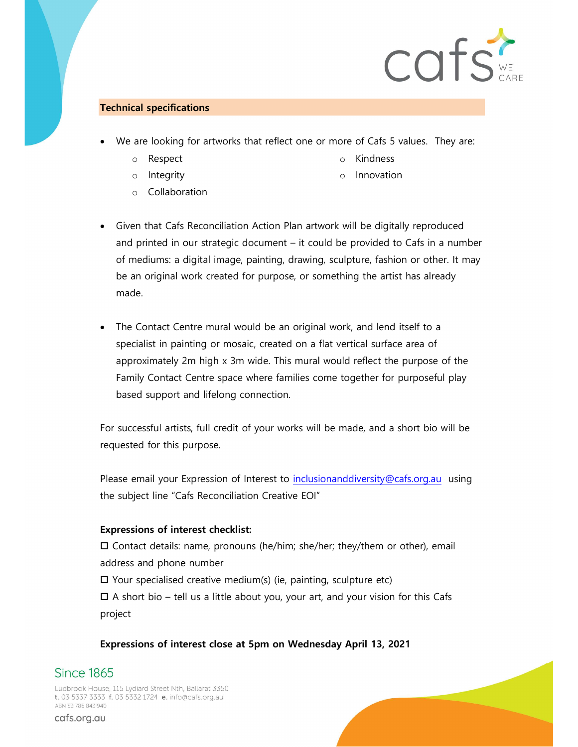## Technical specifications

- We are looking for artworks that reflect one or more of Cafs 5 values. They are:
  - Respect
  - Integrity
  - Collaboration
  - Kindness
  - Innovation

- Given that Cafs Reconciliation Action Plan artwork will be digitally reproduced and printed in our strategic document – it could be provided to Cafs in a number of mediums: a digital image, painting, drawing, sculpture, fashion or other. It may be an original work created for purpose, or something the artist has already made.

- The Contact Centre mural would be an original work, and lend itself to a specialist in painting or mosaic, created on a flat vertical surface area of approximately 2m high x 3m wide. This mural would reflect the purpose of the Family Contact Centre space where families come together for purposeful play based support and lifelong connection.

For successful artists, full credit of your works will be made, and a short bio will be requested for this purpose.

Please email your Expression of Interest to inclusionanddiversity@cafs.org.au using the subject line "Cafs Reconciliation Creative EOI"

**Expressions of interest checklist:**

☐ Contact details: name, pronouns (he/him; she/her; they/them or other), email address and phone number

☐ Your specialised creative medium(s) (ie, painting, sculpture etc)

☐ A short bio – tell us a little about you, your art, and your vision for this Cafs project

**Expressions of interest close at 5pm on Wednesday April 13, 2021**

Since 1865

Ludbrook House, 115 Lydiard Street Nth, Ballarat 3350
t. 03 5337 3333 f. 03 5332 1724 e. info@cafs.org.au
ABN 83 786 843 940

cafs.org.au